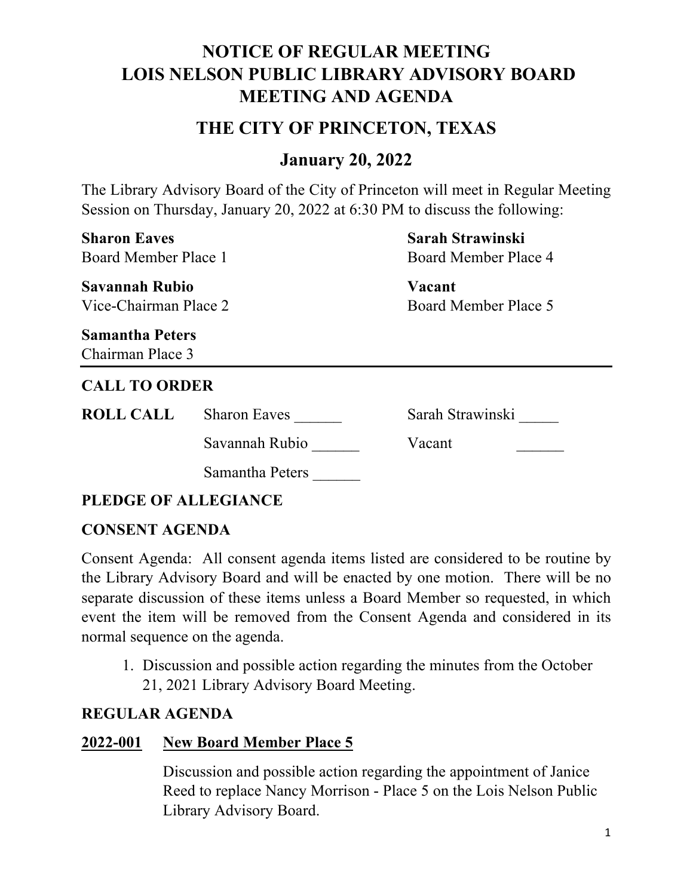# NOTICE OF REGULAR MEETING
# LOIS NELSON PUBLIC LIBRARY ADVISORY BOARD
# MEETING AND AGENDA

## THE CITY OF PRINCETON, TEXAS

## January 20, 2022

The Library Advisory Board of the City of Princeton will meet in Regular Meeting Session on Thursday, January 20, 2022 at 6:30 PM to discuss the following:

**Sharon Eaves**
Board Member Place 1

**Savannah Rubio**
Vice-Chairman Place 2

**Samantha Peters**
Chairman Place 3

**Sarah Strawinski**
Board Member Place 4

**Vacant**
Board Member Place 5

---

**CALL TO ORDER**

**ROLL CALL**

Sharon Eaves ______

Savannah Rubio ______

Samantha Peters ______

Sarah Strawinski _____

Vacant ______

**PLEDGE OF ALLEGIANCE**

**CONSENT AGENDA**

Consent Agenda: All consent agenda items listed are considered to be routine by the Library Advisory Board and will be enacted by one motion. There will be no separate discussion of these items unless a Board Member so requested, in which event the item will be removed from the Consent Agenda and considered in its normal sequence on the agenda.

1. Discussion and possible action regarding the minutes from the October 21, 2021 Library Advisory Board Meeting.

**REGULAR AGENDA**

**<u>2022-001</u>** **<u>New Board Member Place 5</u>**

Discussion and possible action regarding the appointment of Janice Reed to replace Nancy Morrison - Place 5 on the Lois Nelson Public Library Advisory Board.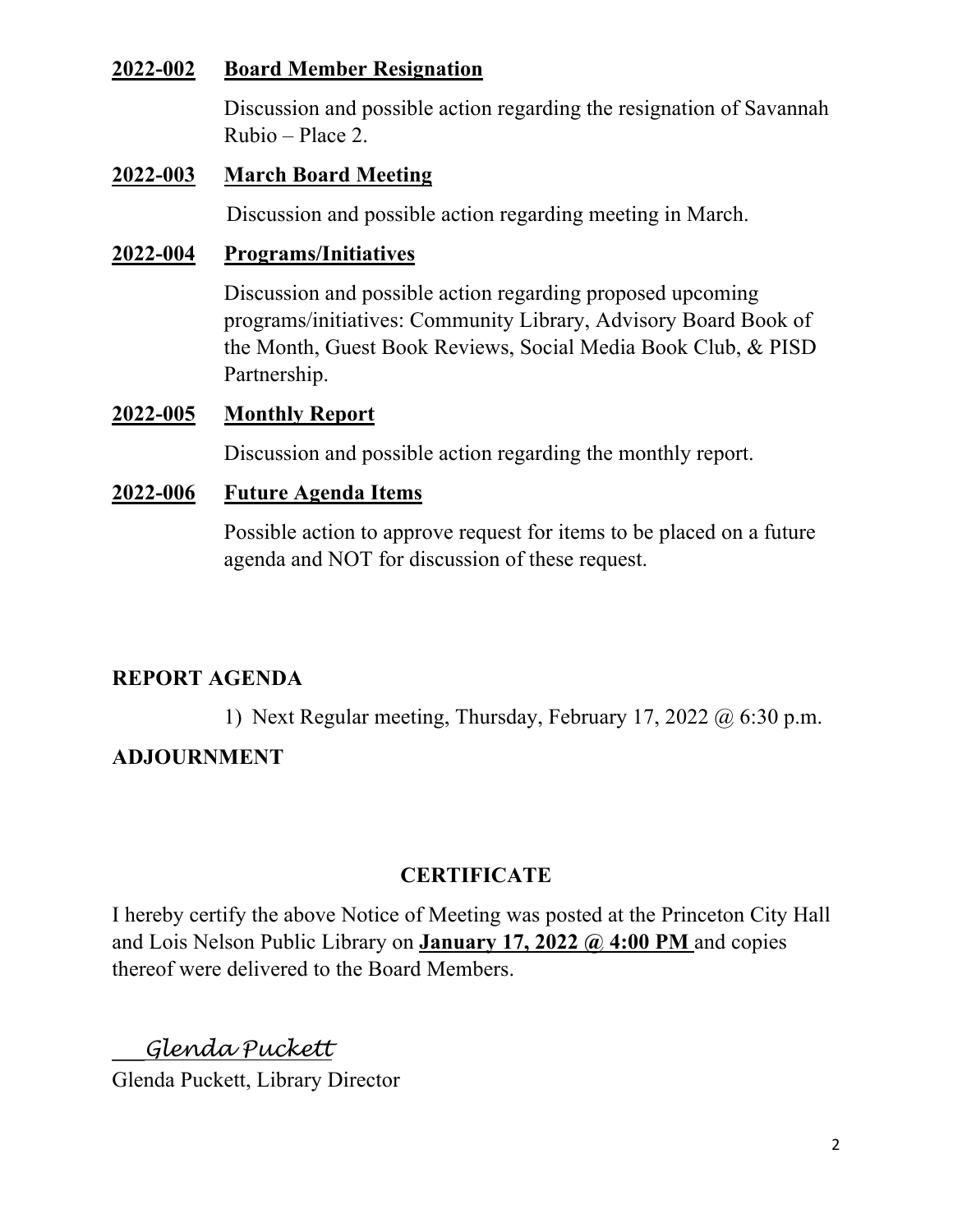**2022-002 Board Member Resignation**

Discussion and possible action regarding the resignation of Savannah Rubio – Place 2.

**2022-003 March Board Meeting**

Discussion and possible action regarding meeting in March.

**2022-004 Programs/Initiatives**

Discussion and possible action regarding proposed upcoming programs/initiatives: Community Library, Advisory Board Book of the Month, Guest Book Reviews, Social Media Book Club, & PISD Partnership.

**2022-005 Monthly Report**

Discussion and possible action regarding the monthly report.

**2022-006 Future Agenda Items**

Possible action to approve request for items to be placed on a future agenda and NOT for discussion of these request.

**REPORT AGENDA**

1) Next Regular meeting, Thursday, February 17, 2022 @ 6:30 p.m.

**ADJOURNMENT**

**CERTIFICATE**

I hereby certify the above Notice of Meeting was posted at the Princeton City Hall and Lois Nelson Public Library on **January 17, 2022 @ 4:00 PM** and copies thereof were delivered to the Board Members.

*Glenda Puckett*

Glenda Puckett, Library Director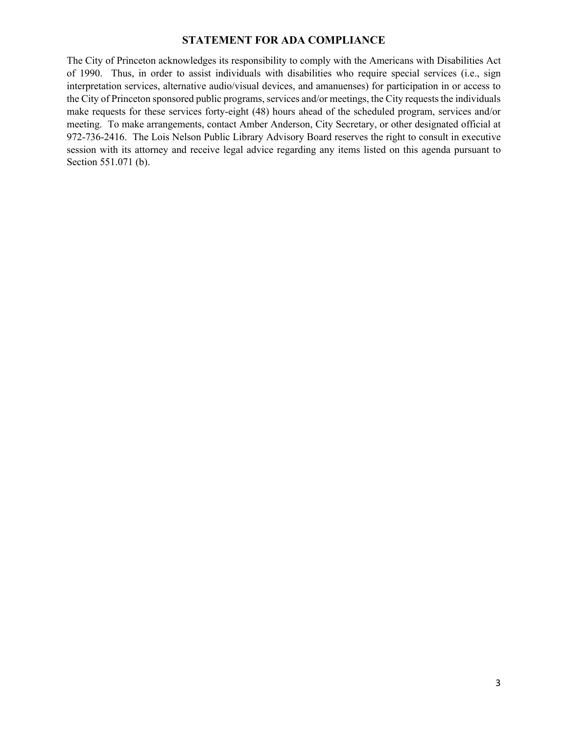## STATEMENT FOR ADA COMPLIANCE

The City of Princeton acknowledges its responsibility to comply with the Americans with Disabilities Act of 1990. Thus, in order to assist individuals with disabilities who require special services (i.e., sign interpretation services, alternative audio/visual devices, and amanuenses) for participation in or access to the City of Princeton sponsored public programs, services and/or meetings, the City requests the individuals make requests for these services forty-eight (48) hours ahead of the scheduled program, services and/or meeting. To make arrangements, contact Amber Anderson, City Secretary, or other designated official at 972-736-2416. The Lois Nelson Public Library Advisory Board reserves the right to consult in executive session with its attorney and receive legal advice regarding any items listed on this agenda pursuant to Section 551.071 (b).